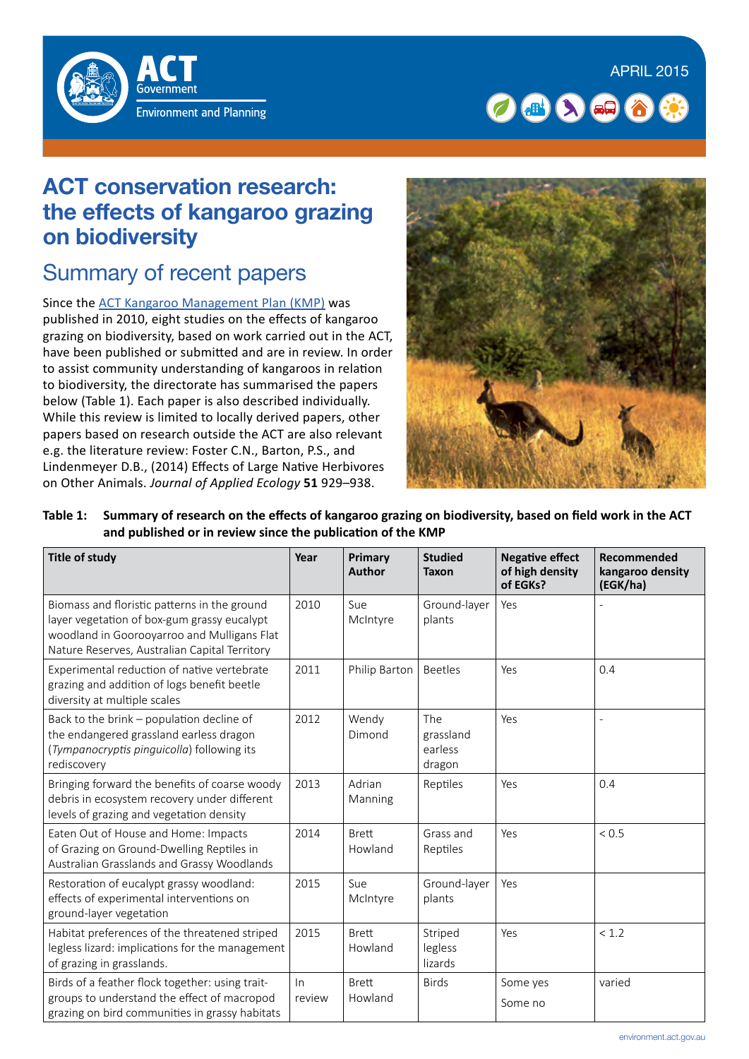APRIL 2015

# ACT conservation research: the effects of kangaroo grazing on biodiversity

## Summary of recent papers

Since the ACT Kangaroo Management Plan (KMP) was published in 2010, eight studies on the effects of kangaroo grazing on biodiversity, based on work carried out in the ACT, have been published or submitted and are in review. In order to assist community understanding of kangaroos in relation to biodiversity, the directorate has summarised the papers below (Table 1). Each paper is also described individually. While this review is limited to locally derived papers, other papers based on research outside the ACT are also relevant e.g. the literature review: Foster C.N., Barton, P.S., and Lindenmeyer D.B., (2014) Effects of Large Native Herbivores on Other Animals. *Journal of Applied Ecology* **51** 929–938.

**Table 1: Summary of research on the effects of kangaroo grazing on biodiversity, based on field work in the ACT and published or in review since the publication of the KMP**

| Title of study | Year | Primary Author | Studied Taxon | Negative effect of high density of EGKs? | Recommended kangaroo density (EGK/ha) |
|---|---|---|---|---|---|
| Biomass and floristic patterns in the ground layer vegetation of box-gum grassy eucalypt woodland in Goorooyarroo and Mulligans Flat Nature Reserves, Australian Capital Territory | 2010 | Sue McIntyre | Ground-layer plants | Yes | - |
| Experimental reduction of native vertebrate grazing and addition of logs benefit beetle diversity at multiple scales | 2011 | Philip Barton | Beetles | Yes | 0.4 |
| Back to the brink – population decline of the endangered grassland earless dragon (*Tympanocryptis pinguicolla*) following its rediscovery | 2012 | Wendy Dimond | The grassland earless dragon | Yes | - |
| Bringing forward the benefits of coarse woody debris in ecosystem recovery under different levels of grazing and vegetation density | 2013 | Adrian Manning | Reptiles | Yes | 0.4 |
| Eaten Out of House and Home: Impacts of Grazing on Ground-Dwelling Reptiles in Australian Grasslands and Grassy Woodlands | 2014 | Brett Howland | Grass and Reptiles | Yes | < 0.5 |
| Restoration of eucalypt grassy woodland: effects of experimental interventions on ground-layer vegetation | 2015 | Sue McIntyre | Ground-layer plants | Yes | |
| Habitat preferences of the threatened striped legless lizard: implications for the management of grazing in grasslands. | 2015 | Brett Howland | Striped legless lizards | Yes | < 1.2 |
| Birds of a feather flock together: using trait-groups to understand the effect of macropod grazing on bird communities in grassy habitats | In review | Brett Howland | Birds | Some yes<br>Some no | varied |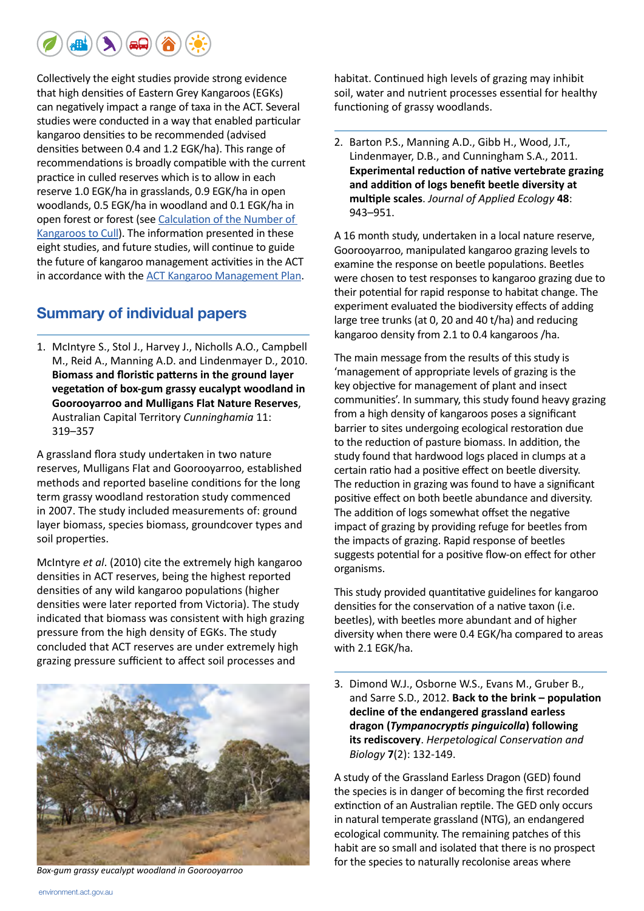Collectively the eight studies provide strong evidence that high densities of Eastern Grey Kangaroos (EGKs) can negatively impact a range of taxa in the ACT. Several studies were conducted in a way that enabled particular kangaroo densities to be recommended (advised densities between 0.4 and 1.2 EGK/ha). This range of recommendations is broadly compatible with the current practice in culled reserves which is to allow in each reserve 1.0 EGK/ha in grasslands, 0.9 EGK/ha in open woodlands, 0.5 EGK/ha in woodland and 0.1 EGK/ha in open forest or forest (see Calculation of the Number of Kangaroos to Cull). The information presented in these eight studies, and future studies, will continue to guide the future of kangaroo management activities in the ACT in accordance with the ACT Kangaroo Management Plan.

## Summary of individual papers

1. McIntyre S., Stol J., Harvey J., Nicholls A.O., Campbell M., Reid A., Manning A.D. and Lindenmayer D., 2010. **Biomass and floristic patterns in the ground layer vegetation of box-gum grassy eucalypt woodland in Goorooyarroo and Mulligans Flat Nature Reserves**, Australian Capital Territory *Cunninghamia* 11: 319–357

A grassland flora study undertaken in two nature reserves, Mulligans Flat and Goorooyarroo, established methods and reported baseline conditions for the long term grassy woodland restoration study commenced in 2007. The study included measurements of: ground layer biomass, species biomass, groundcover types and soil properties.

McIntyre *et al*. (2010) cite the extremely high kangaroo densities in ACT reserves, being the highest reported densities of any wild kangaroo populations (higher densities were later reported from Victoria). The study indicated that biomass was consistent with high grazing pressure from the high density of EGKs. The study concluded that ACT reserves are under extremely high grazing pressure sufficient to affect soil processes and habitat. Continued high levels of grazing may inhibit soil, water and nutrient processes essential for healthy functioning of grassy woodlands.

*Box-gum grassy eucalypt woodland in Goorooyarroo*

2. Barton P.S., Manning A.D., Gibb H., Wood, J.T., Lindenmayer, D.B., and Cunningham S.A., 2011. **Experimental reduction of native vertebrate grazing and addition of logs benefit beetle diversity at multiple scales**. *Journal of Applied Ecology* **48**: 943–951.

A 16 month study, undertaken in a local nature reserve, Goorooyarroo, manipulated kangaroo grazing levels to examine the response on beetle populations. Beetles were chosen to test responses to kangaroo grazing due to their potential for rapid response to habitat change. The experiment evaluated the biodiversity effects of adding large tree trunks (at 0, 20 and 40 t/ha) and reducing kangaroo density from 2.1 to 0.4 kangaroos /ha.

The main message from the results of this study is 'management of appropriate levels of grazing is the key objective for management of plant and insect communities'. In summary, this study found heavy grazing from a high density of kangaroos poses a significant barrier to sites undergoing ecological restoration due to the reduction of pasture biomass. In addition, the study found that hardwood logs placed in clumps at a certain ratio had a positive effect on beetle diversity. The reduction in grazing was found to have a significant positive effect on both beetle abundance and diversity. The addition of logs somewhat offset the negative impact of grazing by providing refuge for beetles from the impacts of grazing. Rapid response of beetles suggests potential for a positive flow-on effect for other organisms.

This study provided quantitative guidelines for kangaroo densities for the conservation of a native taxon (i.e. beetles), with beetles more abundant and of higher diversity when there were 0.4 EGK/ha compared to areas with 2.1 EGK/ha.

3. Dimond W.J., Osborne W.S., Evans M., Gruber B., and Sarre S.D., 2012. **Back to the brink – population decline of the endangered grassland earless dragon (*Tympanocryptis pinguicolla*) following its rediscovery**. *Herpetological Conservation and Biology* **7**(2): 132-149.

A study of the Grassland Earless Dragon (GED) found the species is in danger of becoming the first recorded extinction of an Australian reptile. The GED only occurs in natural temperate grassland (NTG), an endangered ecological community. The remaining patches of this habit are so small and isolated that there is no prospect for the species to naturally recolonise areas where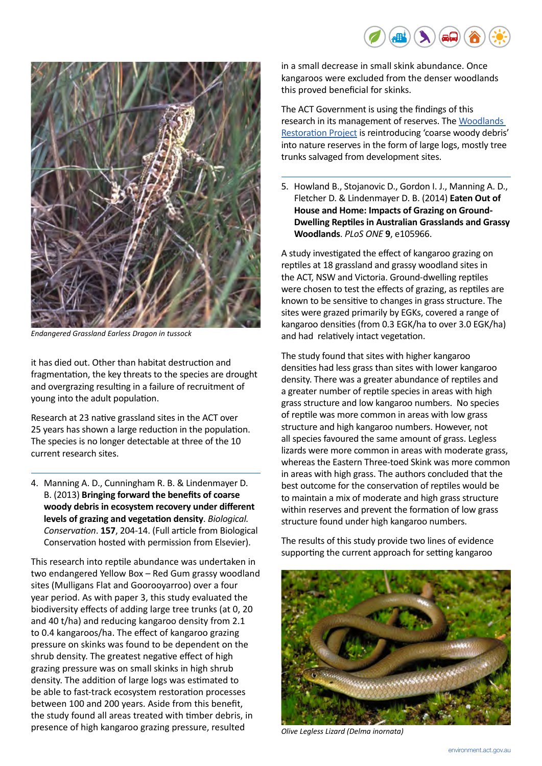*Endangered Grassland Earless Dragon in tussock*

it has died out. Other than habitat destruction and fragmentation, the key threats to the species are drought and overgrazing resulting in a failure of recruitment of young into the adult population.

Research at 23 native grassland sites in the ACT over 25 years has shown a large reduction in the population. The species is no longer detectable at three of the 10 current research sites.

---

4. Manning A. D., Cunningham R. B. & Lindenmayer D. B. (2013) **Bringing forward the benefits of coarse woody debris in ecosystem recovery under different levels of grazing and vegetation density**. *Biological. Conservation*. **157**, 204-14. (Full article from Biological Conservation hosted with permission from Elsevier).

This research into reptile abundance was undertaken in two endangered Yellow Box – Red Gum grassy woodland sites (Mulligans Flat and Goorooyarroo) over a four year period. As with paper 3, this study evaluated the biodiversity effects of adding large tree trunks (at 0, 20 and 40 t/ha) and reducing kangaroo density from 2.1 to 0.4 kangaroos/ha. The effect of kangaroo grazing pressure on skinks was found to be dependent on the shrub density. The greatest negative effect of high grazing pressure was on small skinks in high shrub density. The addition of large logs was estimated to be able to fast-track ecosystem restoration processes between 100 and 200 years. Aside from this benefit, the study found all areas treated with timber debris, in presence of high kangaroo grazing pressure, resulted in a small decrease in small skink abundance. Once kangaroos were excluded from the denser woodlands this proved beneficial for skinks.

The ACT Government is using the findings of this research in its management of reserves. The [Woodlands Restoration Project] is reintroducing 'coarse woody debris' into nature reserves in the form of large logs, mostly tree trunks salvaged from development sites.

---

5. Howland B., Stojanovic D., Gordon I. J., Manning A. D., Fletcher D. & Lindenmayer D. B. (2014) **Eaten Out of House and Home: Impacts of Grazing on Ground-Dwelling Reptiles in Australian Grasslands and Grassy Woodlands**. *PLoS ONE* **9**, e105966.

A study investigated the effect of kangaroo grazing on reptiles at 18 grassland and grassy woodland sites in the ACT, NSW and Victoria. Ground-dwelling reptiles were chosen to test the effects of grazing, as reptiles are known to be sensitive to changes in grass structure. The sites were grazed primarily by EGKs, covered a range of kangaroo densities (from 0.3 EGK/ha to over 3.0 EGK/ha) and had relatively intact vegetation.

The study found that sites with higher kangaroo densities had less grass than sites with lower kangaroo density. There was a greater abundance of reptiles and a greater number of reptile species in areas with high grass structure and low kangaroo numbers. No species of reptile was more common in areas with low grass structure and high kangaroo numbers. However, not all species favoured the same amount of grass. Legless lizards were more common in areas with moderate grass, whereas the Eastern Three-toed Skink was more common in areas with high grass. The authors concluded that the best outcome for the conservation of reptiles would be to maintain a mix of moderate and high grass structure within reserves and prevent the formation of low grass structure found under high kangaroo numbers.

The results of this study provide two lines of evidence supporting the current approach for setting kangaroo

*Olive Legless Lizard (Delma inornata)*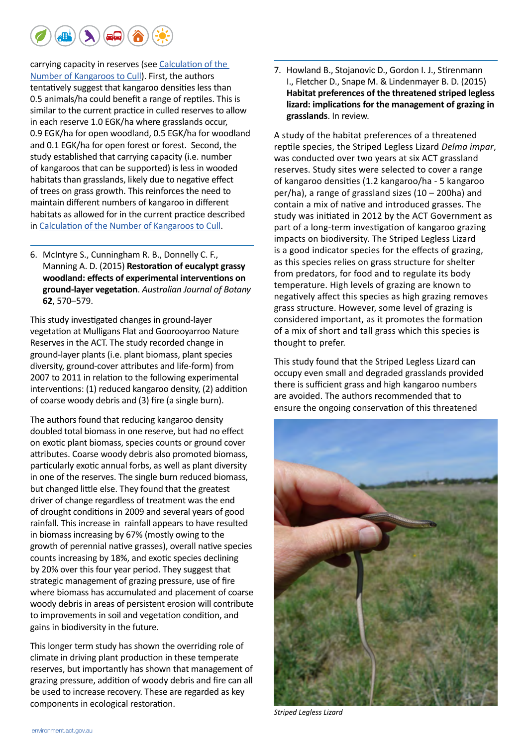carrying capacity in reserves (see [Calculation of the Number of Kangaroos to Cull]). First, the authors tentatively suggest that kangaroo densities less than 0.5 animals/ha could benefit a range of reptiles. This is similar to the current practice in culled reserves to allow in each reserve 1.0 EGK/ha where grasslands occur, 0.9 EGK/ha for open woodland, 0.5 EGK/ha for woodland and 0.1 EGK/ha for open forest or forest. Second, the study established that carrying capacity (i.e. number of kangaroos that can be supported) is less in wooded habitats than grasslands, likely due to negative effect of trees on grass growth. This reinforces the need to maintain different numbers of kangaroo in different habitats as allowed for in the current practice described in [Calculation of the Number of Kangaroos to Cull].

---

6. McIntyre S., Cunningham R. B., Donnelly C. F., Manning A. D. (2015) **Restoration of eucalypt grassy woodland: effects of experimental interventions on ground-layer vegetation**. *Australian Journal of Botany* **62**, 570–579.

This study investigated changes in ground-layer vegetation at Mulligans Flat and Goorooyarroo Nature Reserves in the ACT. The study recorded change in ground-layer plants (i.e. plant biomass, plant species diversity, ground-cover attributes and life-form) from 2007 to 2011 in relation to the following experimental interventions: (1) reduced kangaroo density, (2) addition of coarse woody debris and (3) fire (a single burn).

The authors found that reducing kangaroo density doubled total biomass in one reserve, but had no effect on exotic plant biomass, species counts or ground cover attributes. Coarse woody debris also promoted biomass, particularly exotic annual forbs, as well as plant diversity in one of the reserves. The single burn reduced biomass, but changed little else. They found that the greatest driver of change regardless of treatment was the end of drought conditions in 2009 and several years of good rainfall. This increase in rainfall appears to have resulted in biomass increasing by 67% (mostly owing to the growth of perennial native grasses), overall native species counts increasing by 18%, and exotic species declining by 20% over this four year period. They suggest that strategic management of grazing pressure, use of fire where biomass has accumulated and placement of coarse woody debris in areas of persistent erosion will contribute to improvements in soil and vegetation condition, and gains in biodiversity in the future.

This longer term study has shown the overriding role of climate in driving plant production in these temperate reserves, but importantly has shown that management of grazing pressure, addition of woody debris and fire can all be used to increase recovery. These are regarded as key components in ecological restoration.

---

7. Howland B., Stojanovic D., Gordon I. J., Stirenmann I., Fletcher D., Snape M. & Lindenmayer B. D. (2015) **Habitat preferences of the threatened striped legless lizard: implications for the management of grazing in grasslands**. In review.

A study of the habitat preferences of a threatened reptile species, the Striped Legless Lizard *Delma impar*, was conducted over two years at six ACT grassland reserves. Study sites were selected to cover a range of kangaroo densities (1.2 kangaroo/ha - 5 kangaroo per/ha), a range of grassland sizes (10 – 200ha) and contain a mix of native and introduced grasses. The study was initiated in 2012 by the ACT Government as part of a long-term investigation of kangaroo grazing impacts on biodiversity. The Striped Legless Lizard is a good indicator species for the effects of grazing, as this species relies on grass structure for shelter from predators, for food and to regulate its body temperature. High levels of grazing are known to negatively affect this species as high grazing removes grass structure. However, some level of grazing is considered important, as it promotes the formation of a mix of short and tall grass which this species is thought to prefer.

This study found that the Striped Legless Lizard can occupy even small and degraded grasslands provided there is sufficient grass and high kangaroo numbers are avoided. The authors recommended that to ensure the ongoing conservation of this threatened

*Striped Legless Lizard*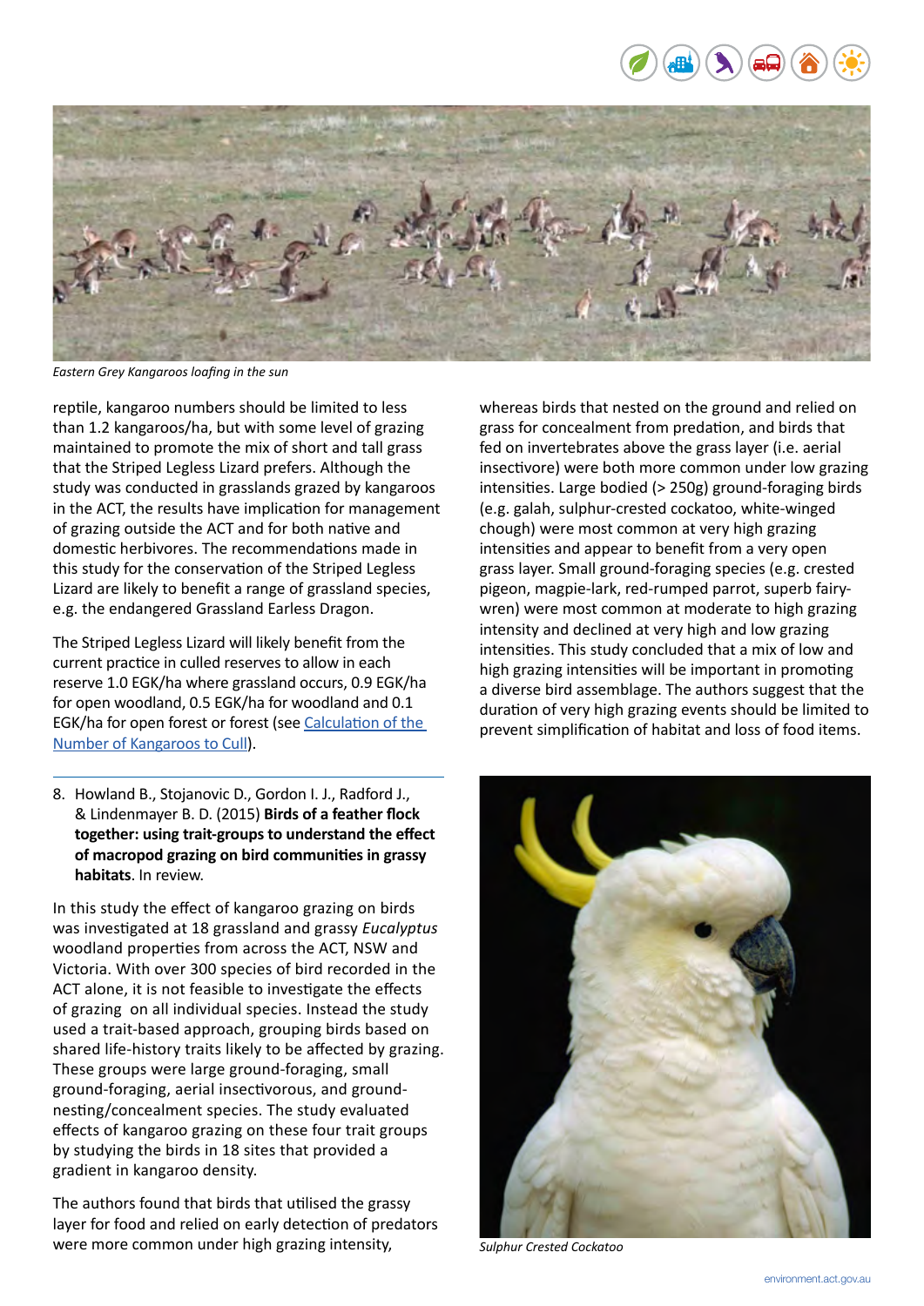*Eastern Grey Kangaroos loafing in the sun*

reptile, kangaroo numbers should be limited to less than 1.2 kangaroos/ha, but with some level of grazing maintained to promote the mix of short and tall grass that the Striped Legless Lizard prefers. Although the study was conducted in grasslands grazed by kangaroos in the ACT, the results have implication for management of grazing outside the ACT and for both native and domestic herbivores. The recommendations made in this study for the conservation of the Striped Legless Lizard are likely to benefit a range of grassland species, e.g. the endangered Grassland Earless Dragon.

The Striped Legless Lizard will likely benefit from the current practice in culled reserves to allow in each reserve 1.0 EGK/ha where grassland occurs, 0.9 EGK/ha for open woodland, 0.5 EGK/ha for woodland and 0.1 EGK/ha for open forest or forest (see [Calculation of the Number of Kangaroos to Cull]).

8. Howland B., Stojanovic D., Gordon I. J., Radford J., & Lindenmayer B. D. (2015) **Birds of a feather flock together: using trait-groups to understand the effect of macropod grazing on bird communities in grassy habitats**. In review.

In this study the effect of kangaroo grazing on birds was investigated at 18 grassland and grassy *Eucalyptus* woodland properties from across the ACT, NSW and Victoria. With over 300 species of bird recorded in the ACT alone, it is not feasible to investigate the effects of grazing on all individual species. Instead the study used a trait-based approach, grouping birds based on shared life-history traits likely to be affected by grazing. These groups were large ground-foraging, small ground-foraging, aerial insectivorous, and ground-nesting/concealment species. The study evaluated effects of kangaroo grazing on these four trait groups by studying the birds in 18 sites that provided a gradient in kangaroo density.

The authors found that birds that utilised the grassy layer for food and relied on early detection of predators were more common under high grazing intensity, whereas birds that nested on the ground and relied on grass for concealment from predation, and birds that fed on invertebrates above the grass layer (i.e. aerial insectivore) were both more common under low grazing intensities. Large bodied (> 250g) ground-foraging birds (e.g. galah, sulphur-crested cockatoo, white-winged chough) were most common at very high grazing intensities and appear to benefit from a very open grass layer. Small ground-foraging species (e.g. crested pigeon, magpie-lark, red-rumped parrot, superb fairy-wren) were most common at moderate to high grazing intensity and declined at very high and low grazing intensities. This study concluded that a mix of low and high grazing intensities will be important in promoting a diverse bird assemblage. The authors suggest that the duration of very high grazing events should be limited to prevent simplification of habitat and loss of food items.

*Sulphur Crested Cockatoo*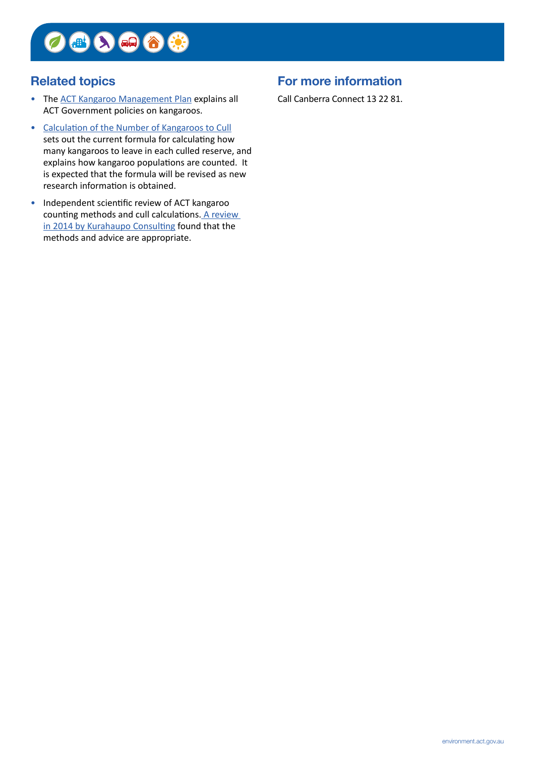## Related topics

- The ACT Kangaroo Management Plan explains all ACT Government policies on kangaroos.
- Calculation of the Number of Kangaroos to Cull sets out the current formula for calculating how many kangaroos to leave in each culled reserve, and explains how kangaroo populations are counted. It is expected that the formula will be revised as new research information is obtained.
- Independent scientific review of ACT kangaroo counting methods and cull calculations. A review in 2014 by Kurahaupo Consulting found that the methods and advice are appropriate.

## For more information

Call Canberra Connect 13 22 81.